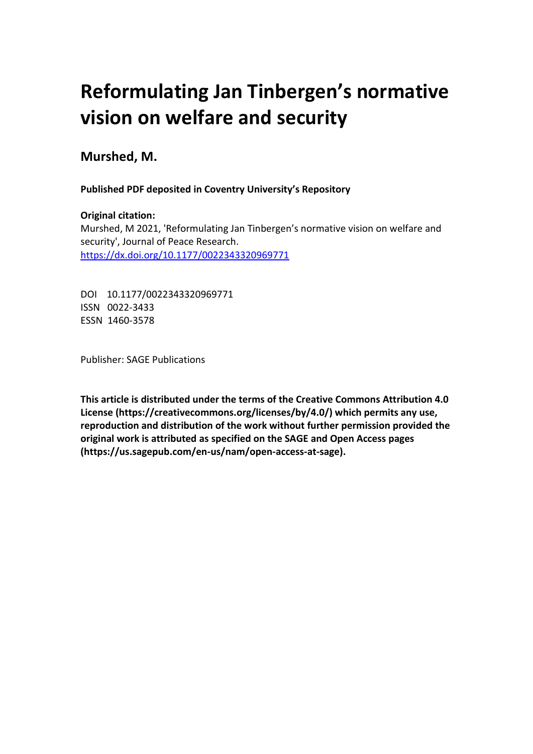# Reformulating Jan Tinbergen's normative vision on welfare and security

## Murshed, M.

**Published PDF deposited in Coventry University's Repository**

**Original citation:**
Murshed, M 2021, 'Reformulating Jan Tinbergen's normative vision on welfare and security', Journal of Peace Research.
https://dx.doi.org/10.1177/0022343320969771

DOI 10.1177/0022343320969771
ISSN 0022-3433
ESSN 1460-3578

Publisher: SAGE Publications

**This article is distributed under the terms of the Creative Commons Attribution 4.0 License (https://creativecommons.org/licenses/by/4.0/) which permits any use, reproduction and distribution of the work without further permission provided the original work is attributed as specified on the SAGE and Open Access pages (https://us.sagepub.com/en-us/nam/open-access-at-sage).**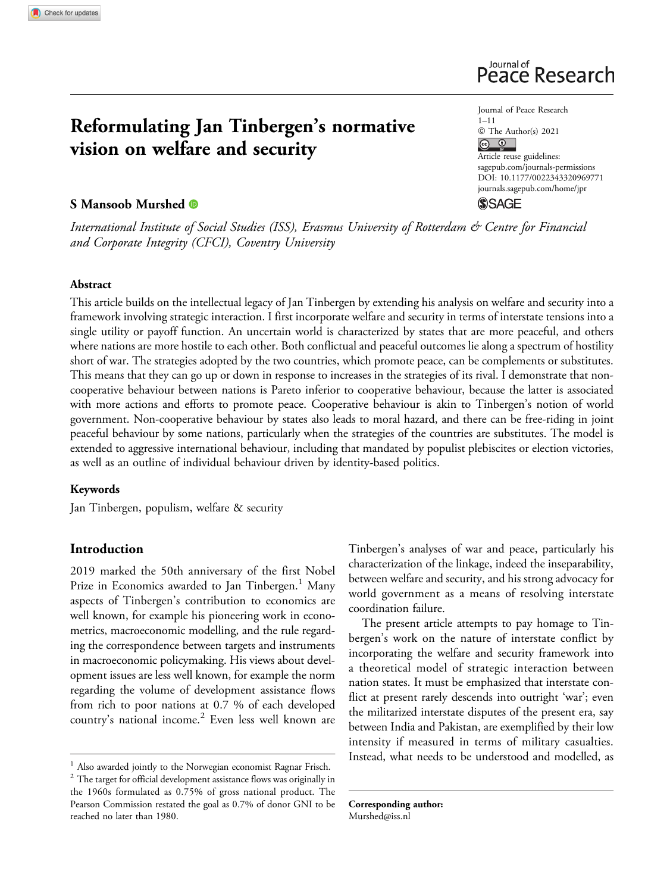# Reformulating Jan Tinbergen's normative vision on welfare and security

**S Mansoob Murshed**

*International Institute of Social Studies (ISS), Erasmus University of Rotterdam & Centre for Financial and Corporate Integrity (CFCI), Coventry University*

Journal of Peace Research
1–11
© The Author(s) 2021
Article reuse guidelines:
sagepub.com/journals-permissions
DOI: 10.1177/0022343320969771
journals.sagepub.com/home/jpr

### Abstract

This article builds on the intellectual legacy of Jan Tinbergen by extending his analysis on welfare and security into a framework involving strategic interaction. I first incorporate welfare and security in terms of interstate tensions into a single utility or payoff function. An uncertain world is characterized by states that are more peaceful, and others where nations are more hostile to each other. Both conflictual and peaceful outcomes lie along a spectrum of hostility short of war. The strategies adopted by the two countries, which promote peace, can be complements or substitutes. This means that they can go up or down in response to increases in the strategies of its rival. I demonstrate that non-cooperative behaviour between nations is Pareto inferior to cooperative behaviour, because the latter is associated with more actions and efforts to promote peace. Cooperative behaviour is akin to Tinbergen's notion of world government. Non-cooperative behaviour by states also leads to moral hazard, and there can be free-riding in joint peaceful behaviour by some nations, particularly when the strategies of the countries are substitutes. The model is extended to aggressive international behaviour, including that mandated by populist plebiscites or election victories, as well as an outline of individual behaviour driven by identity-based politics.

### Keywords

Jan Tinbergen, populism, welfare & security

## Introduction

2019 marked the 50th anniversary of the first Nobel Prize in Economics awarded to Jan Tinbergen.[1] Many aspects of Tinbergen's contribution to economics are well known, for example his pioneering work in econometrics, macroeconomic modelling, and the rule regarding the correspondence between targets and instruments in macroeconomic policymaking. His views about development issues are less well known, for example the norm regarding the volume of development assistance flows from rich to poor nations at 0.7 % of each developed country's national income.[2] Even less well known are Tinbergen's analyses of war and peace, particularly his characterization of the linkage, indeed the inseparability, between welfare and security, and his strong advocacy for world government as a means of resolving interstate coordination failure.

The present article attempts to pay homage to Tinbergen's work on the nature of interstate conflict by incorporating the welfare and security framework into a theoretical model of strategic interaction between nation states. It must be emphasized that interstate conflict at present rarely descends into outright 'war'; even the militarized interstate disputes of the present era, say between India and Pakistan, are exemplified by their low intensity if measured in terms of military casualties. Instead, what needs to be understood and modelled, as

[1] Also awarded jointly to the Norwegian economist Ragnar Frisch.

[2] The target for official development assistance flows was originally in the 1960s formulated as 0.75% of gross national product. The Pearson Commission restated the goal as 0.7% of donor GNI to be reached no later than 1980.

**Corresponding author:**
Murshed@iss.nl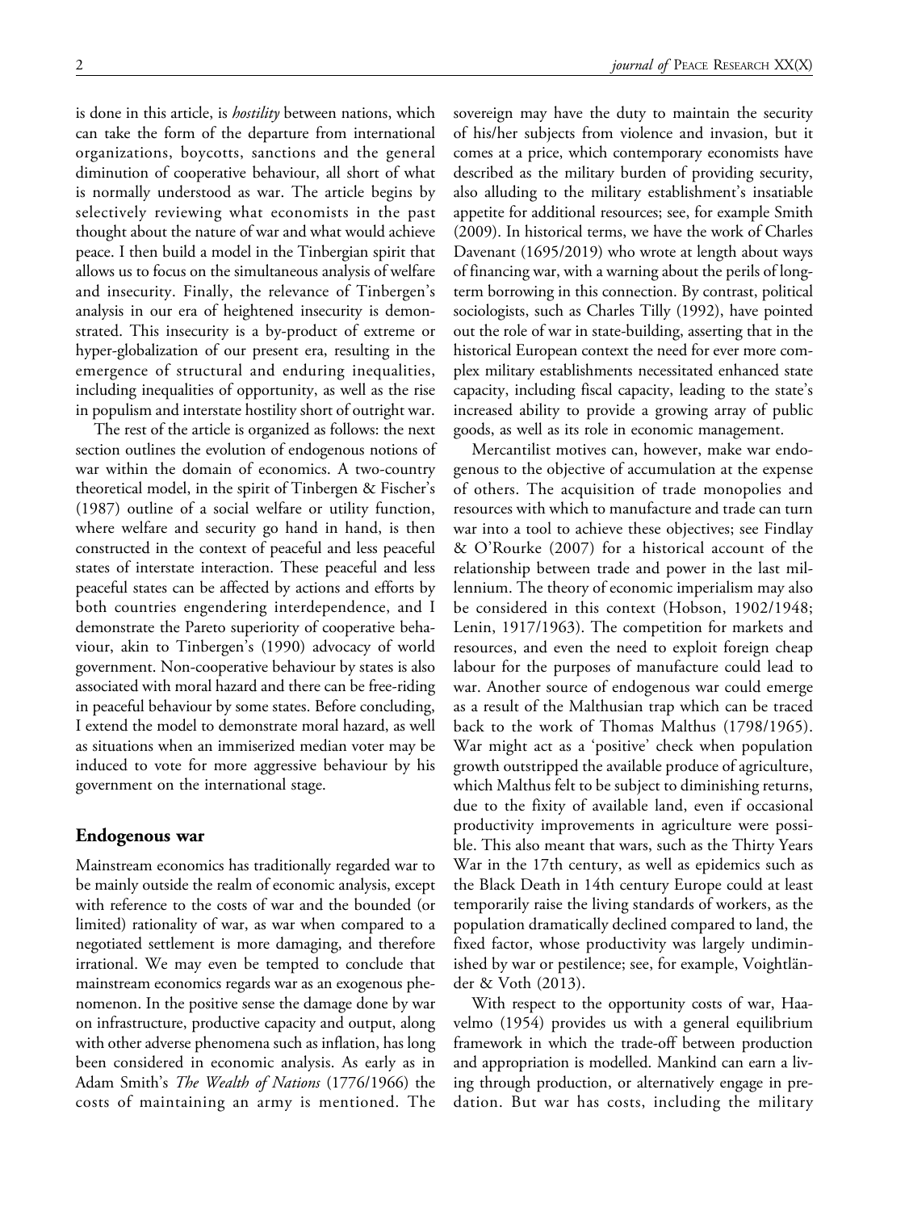is done in this article, is *hostility* between nations, which can take the form of the departure from international organizations, boycotts, sanctions and the general diminution of cooperative behaviour, all short of what is normally understood as war. The article begins by selectively reviewing what economists in the past thought about the nature of war and what would achieve peace. I then build a model in the Tinbergian spirit that allows us to focus on the simultaneous analysis of welfare and insecurity. Finally, the relevance of Tinbergen's analysis in our era of heightened insecurity is demonstrated. This insecurity is a by-product of extreme or hyper-globalization of our present era, resulting in the emergence of structural and enduring inequalities, including inequalities of opportunity, as well as the rise in populism and interstate hostility short of outright war.

The rest of the article is organized as follows: the next section outlines the evolution of endogenous notions of war within the domain of economics. A two-country theoretical model, in the spirit of Tinbergen & Fischer's (1987) outline of a social welfare or utility function, where welfare and security go hand in hand, is then constructed in the context of peaceful and less peaceful states of interstate interaction. These peaceful and less peaceful states can be affected by actions and efforts by both countries engendering interdependence, and I demonstrate the Pareto superiority of cooperative behaviour, akin to Tinbergen's (1990) advocacy of world government. Non-cooperative behaviour by states is also associated with moral hazard and there can be free-riding in peaceful behaviour by some states. Before concluding, I extend the model to demonstrate moral hazard, as well as situations when an immiserized median voter may be induced to vote for more aggressive behaviour by his government on the international stage.

## Endogenous war

Mainstream economics has traditionally regarded war to be mainly outside the realm of economic analysis, except with reference to the costs of war and the bounded (or limited) rationality of war, as war when compared to a negotiated settlement is more damaging, and therefore irrational. We may even be tempted to conclude that mainstream economics regards war as an exogenous phenomenon. In the positive sense the damage done by war on infrastructure, productive capacity and output, along with other adverse phenomena such as inflation, has long been considered in economic analysis. As early as in Adam Smith's *The Wealth of Nations* (1776/1966) the costs of maintaining an army is mentioned. The sovereign may have the duty to maintain the security of his/her subjects from violence and invasion, but it comes at a price, which contemporary economists have described as the military burden of providing security, also alluding to the military establishment's insatiable appetite for additional resources; see, for example Smith (2009). In historical terms, we have the work of Charles Davenant (1695/2019) who wrote at length about ways of financing war, with a warning about the perils of long-term borrowing in this connection. By contrast, political sociologists, such as Charles Tilly (1992), have pointed out the role of war in state-building, asserting that in the historical European context the need for ever more complex military establishments necessitated enhanced state capacity, including fiscal capacity, leading to the state's increased ability to provide a growing array of public goods, as well as its role in economic management.

Mercantilist motives can, however, make war endogenous to the objective of accumulation at the expense of others. The acquisition of trade monopolies and resources with which to manufacture and trade can turn war into a tool to achieve these objectives; see Findlay & O'Rourke (2007) for a historical account of the relationship between trade and power in the last millennium. The theory of economic imperialism may also be considered in this context (Hobson, 1902/1948; Lenin, 1917/1963). The competition for markets and resources, and even the need to exploit foreign cheap labour for the purposes of manufacture could lead to war. Another source of endogenous war could emerge as a result of the Malthusian trap which can be traced back to the work of Thomas Malthus (1798/1965). War might act as a 'positive' check when population growth outstripped the available produce of agriculture, which Malthus felt to be subject to diminishing returns, due to the fixity of available land, even if occasional productivity improvements in agriculture were possible. This also meant that wars, such as the Thirty Years War in the 17th century, as well as epidemics such as the Black Death in 14th century Europe could at least temporarily raise the living standards of workers, as the population dramatically declined compared to land, the fixed factor, whose productivity was largely undiminished by war or pestilence; see, for example, Voightländer & Voth (2013).

With respect to the opportunity costs of war, Haavelmo (1954) provides us with a general equilibrium framework in which the trade-off between production and appropriation is modelled. Mankind can earn a living through production, or alternatively engage in predation. But war has costs, including the military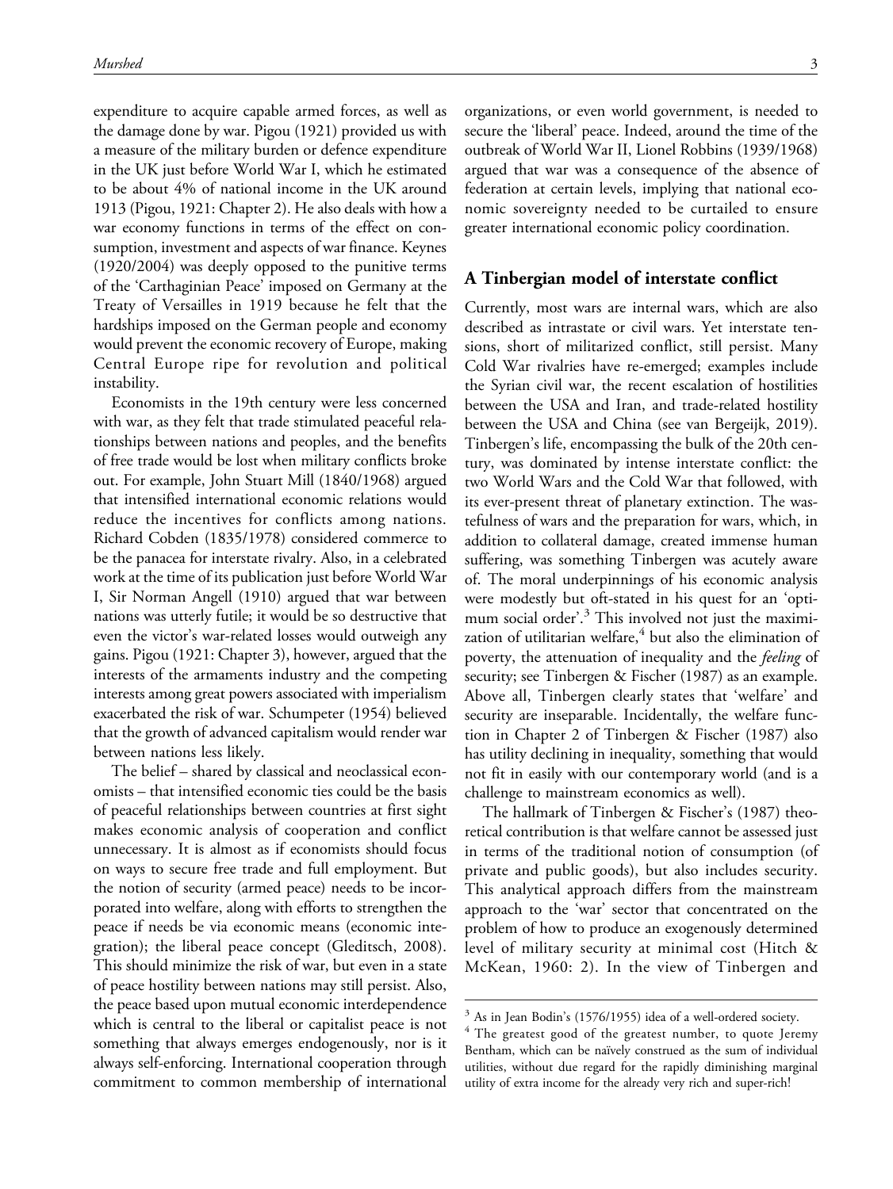expenditure to acquire capable armed forces, as well as the damage done by war. Pigou (1921) provided us with a measure of the military burden or defence expenditure in the UK just before World War I, which he estimated to be about 4% of national income in the UK around 1913 (Pigou, 1921: Chapter 2). He also deals with how a war economy functions in terms of the effect on consumption, investment and aspects of war finance. Keynes (1920/2004) was deeply opposed to the punitive terms of the 'Carthaginian Peace' imposed on Germany at the Treaty of Versailles in 1919 because he felt that the hardships imposed on the German people and economy would prevent the economic recovery of Europe, making Central Europe ripe for revolution and political instability.

Economists in the 19th century were less concerned with war, as they felt that trade stimulated peaceful relationships between nations and peoples, and the benefits of free trade would be lost when military conflicts broke out. For example, John Stuart Mill (1840/1968) argued that intensified international economic relations would reduce the incentives for conflicts among nations. Richard Cobden (1835/1978) considered commerce to be the panacea for interstate rivalry. Also, in a celebrated work at the time of its publication just before World War I, Sir Norman Angell (1910) argued that war between nations was utterly futile; it would be so destructive that even the victor's war-related losses would outweigh any gains. Pigou (1921: Chapter 3), however, argued that the interests of the armaments industry and the competing interests among great powers associated with imperialism exacerbated the risk of war. Schumpeter (1954) believed that the growth of advanced capitalism would render war between nations less likely.

The belief – shared by classical and neoclassical economists – that intensified economic ties could be the basis of peaceful relationships between countries at first sight makes economic analysis of cooperation and conflict unnecessary. It is almost as if economists should focus on ways to secure free trade and full employment. But the notion of security (armed peace) needs to be incorporated into welfare, along with efforts to strengthen the peace if needs be via economic means (economic integration); the liberal peace concept (Gleditsch, 2008). This should minimize the risk of war, but even in a state of peace hostility between nations may still persist. Also, the peace based upon mutual economic interdependence which is central to the liberal or capitalist peace is not something that always emerges endogenously, nor is it always self-enforcing. International cooperation through commitment to common membership of international organizations, or even world government, is needed to secure the 'liberal' peace. Indeed, around the time of the outbreak of World War II, Lionel Robbins (1939/1968) argued that war was a consequence of the absence of federation at certain levels, implying that national economic sovereignty needed to be curtailed to ensure greater international economic policy coordination.

## A Tinbergian model of interstate conflict

Currently, most wars are internal wars, which are also described as intrastate or civil wars. Yet interstate tensions, short of militarized conflict, still persist. Many Cold War rivalries have re-emerged; examples include the Syrian civil war, the recent escalation of hostilities between the USA and Iran, and trade-related hostility between the USA and China (see van Bergeijk, 2019). Tinbergen's life, encompassing the bulk of the 20th century, was dominated by intense interstate conflict: the two World Wars and the Cold War that followed, with its ever-present threat of planetary extinction. The wastefulness of wars and the preparation for wars, which, in addition to collateral damage, created immense human suffering, was something Tinbergen was acutely aware of. The moral underpinnings of his economic analysis were modestly but oft-stated in his quest for an 'optimum social order'.[3] This involved not just the maximization of utilitarian welfare,[4] but also the elimination of poverty, the attenuation of inequality and the *feeling* of security; see Tinbergen & Fischer (1987) as an example. Above all, Tinbergen clearly states that 'welfare' and security are inseparable. Incidentally, the welfare function in Chapter 2 of Tinbergen & Fischer (1987) also has utility declining in inequality, something that would not fit in easily with our contemporary world (and is a challenge to mainstream economics as well).

The hallmark of Tinbergen & Fischer's (1987) theoretical contribution is that welfare cannot be assessed just in terms of the traditional notion of consumption (of private and public goods), but also includes security. This analytical approach differs from the mainstream approach to the 'war' sector that concentrated on the problem of how to produce an exogenously determined level of military security at minimal cost (Hitch & McKean, 1960: 2). In the view of Tinbergen and

---

[3] As in Jean Bodin's (1576/1955) idea of a well-ordered society.

[4] The greatest good of the greatest number, to quote Jeremy Bentham, which can be naïvely construed as the sum of individual utilities, without due regard for the rapidly diminishing marginal utility of extra income for the already very rich and super-rich!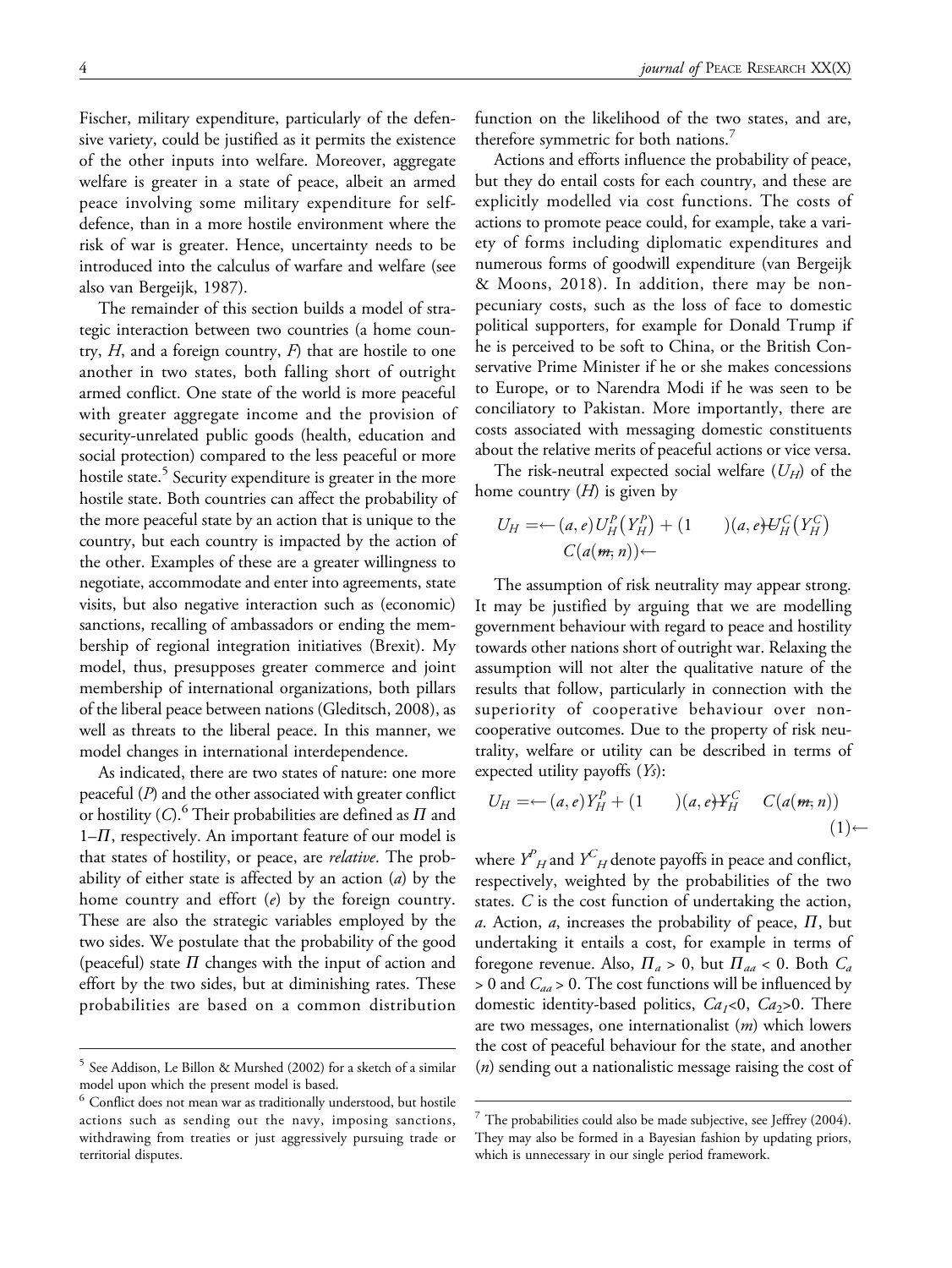Fischer, military expenditure, particularly of the defensive variety, could be justified as it permits the existence of the other inputs into welfare. Moreover, aggregate welfare is greater in a state of peace, albeit an armed peace involving some military expenditure for self-defence, than in a more hostile environment where the risk of war is greater. Hence, uncertainty needs to be introduced into the calculus of warfare and welfare (see also van Bergeijk, 1987).

The remainder of this section builds a model of strategic interaction between two countries (a home country, $H$, and a foreign country, $F$) that are hostile to one another in two states, both falling short of outright armed conflict. One state of the world is more peaceful with greater aggregate income and the provision of security-unrelated public goods (health, education and social protection) compared to the less peaceful or more hostile state.[5] Security expenditure is greater in the more hostile state. Both countries can affect the probability of the more peaceful state by an action that is unique to the country, but each country is impacted by the action of the other. Examples of these are a greater willingness to negotiate, accommodate and enter into agreements, state visits, but also negative interaction such as (economic) sanctions, recalling of ambassadors or ending the membership of regional integration initiatives (Brexit). My model, thus, presupposes greater commerce and joint membership of international organizations, both pillars of the liberal peace between nations (Gleditsch, 2008), as well as threats to the liberal peace. In this manner, we model changes in international interdependence.

As indicated, there are two states of nature: one more peaceful ($P$) and the other associated with greater conflict or hostility ($C$).[6] Their probabilities are defined as $\Pi$ and $1–\Pi$, respectively. An important feature of our model is that states of hostility, or peace, are *relative*. The probability of either state is affected by an action ($a$) by the home country and effort ($e$) by the foreign country. These are also the strategic variables employed by the two sides. We postulate that the probability of the good (peaceful) state $\Pi$ changes with the input of action and effort by the two sides, but at diminishing rates. These probabilities are based on a common distribution function on the likelihood of the two states, and are, therefore symmetric for both nations.[7]

Actions and efforts influence the probability of peace, but they do entail costs for each country, and these are explicitly modelled via cost functions. The costs of actions to promote peace could, for example, take a variety of forms including diplomatic expenditures and numerous forms of goodwill expenditure (van Bergeijk & Moons, 2018). In addition, there may be non-pecuniary costs, such as the loss of face to domestic political supporters, for example for Donald Trump if he is perceived to be soft to China, or the British Conservative Prime Minister if he or she makes concessions to Europe, or to Narendra Modi if he was seen to be conciliatory to Pakistan. More importantly, there are costs associated with messaging domestic constituents about the relative merits of peaceful actions or vice versa.

The risk-neutral expected social welfare ($U_H$) of the home country ($H$) is given by

$$U_H = \Pi(a,e)\,U_H^P\left(Y_H^P\right) + (1-\Pi)(a,e)\,U_H^C\left(Y_H^C\right) - C(a(m,n))$$

The assumption of risk neutrality may appear strong. It may be justified by arguing that we are modelling government behaviour with regard to peace and hostility towards other nations short of outright war. Relaxing the assumption will not alter the qualitative nature of the results that follow, particularly in connection with the superiority of cooperative behaviour over non-cooperative outcomes. Due to the property of risk neutrality, welfare or utility can be described in terms of expected utility payoffs ($Y$s):

$$U_H = \Pi(a,e)\,Y_H^P + (1-\Pi)(a,e)\,Y_H^C - C(a(m,n)) \quad (1)$$

where $Y^P_H$ and $Y^C_H$ denote payoffs in peace and conflict, respectively, weighted by the probabilities of the two states. $C$ is the cost function of undertaking the action, $a$. Action, $a$, increases the probability of peace, $\Pi$, but undertaking it entails a cost, for example in terms of foregone revenue. Also, $\Pi_a > 0$, but $\Pi_{aa} < 0$. Both $C_a > 0$ and $C_{aa} > 0$. The cost functions will be influenced by domestic identity-based politics, $C_{a1}<0$, $C_{a2}>0$. There are two messages, one internationalist ($m$) which lowers the cost of peaceful behaviour for the state, and another ($n$) sending out a nationalistic message raising the cost of

[5] See Addison, Le Billon & Murshed (2002) for a sketch of a similar model upon which the present model is based.

[6] Conflict does not mean war as traditionally understood, but hostile actions such as sending out the navy, imposing sanctions, withdrawing from treaties or just aggressively pursuing trade or territorial disputes.

[7] The probabilities could also be made subjective, see Jeffrey (2004). They may also be formed in a Bayesian fashion by updating priors, which is unnecessary in our single period framework.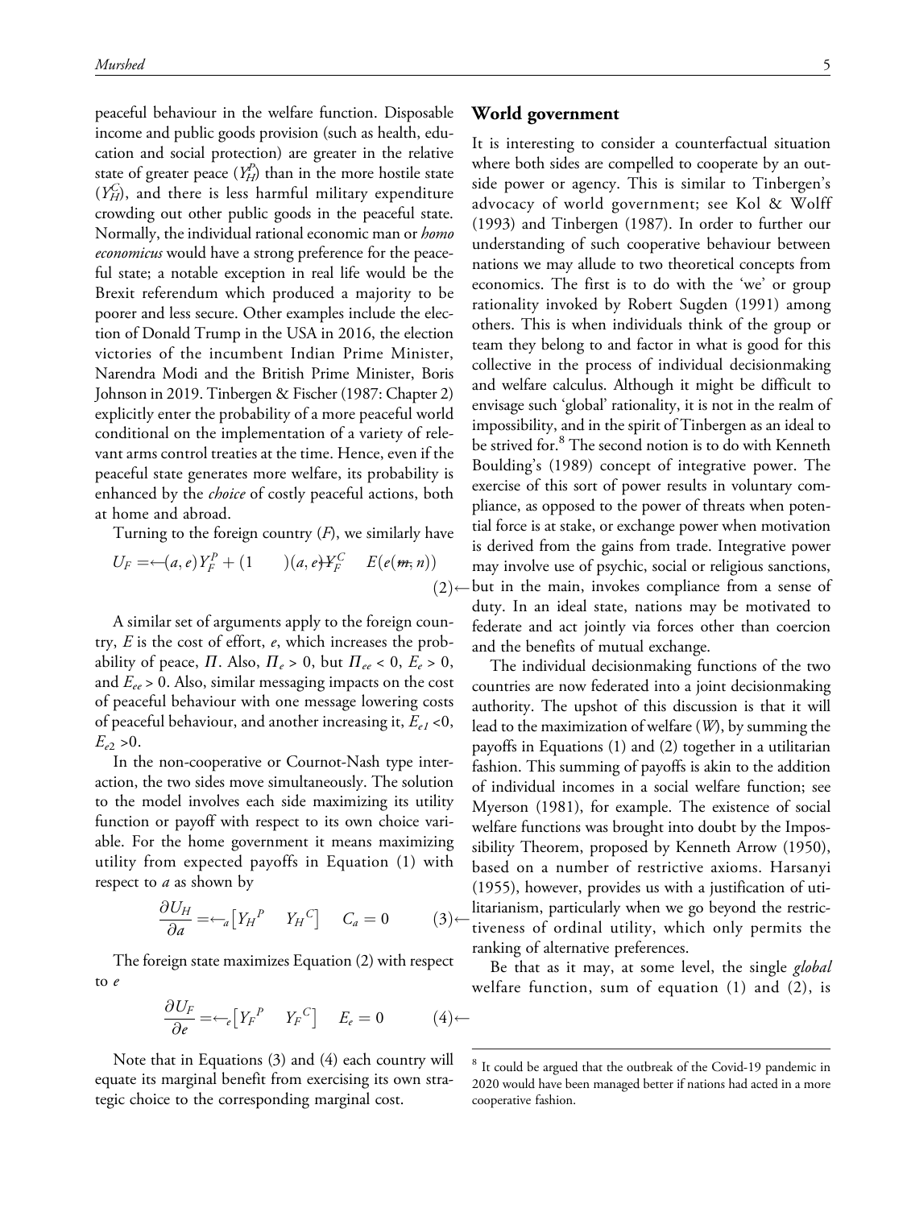peaceful behaviour in the welfare function. Disposable income and public goods provision (such as health, education and social protection) are greater in the relative state of greater peace ($Y_H^P$) than in the more hostile state ($Y_H^C$), and there is less harmful military expenditure crowding out other public goods in the peaceful state. Normally, the individual rational economic man or *homo economicus* would have a strong preference for the peaceful state; a notable exception in real life would be the Brexit referendum which produced a majority to be poorer and less secure. Other examples include the election of Donald Trump in the USA in 2016, the election victories of the incumbent Indian Prime Minister, Narendra Modi and the British Prime Minister, Boris Johnson in 2019. Tinbergen & Fischer (1987: Chapter 2) explicitly enter the probability of a more peaceful world conditional on the implementation of a variety of relevant arms control treaties at the time. Hence, even if the peaceful state generates more welfare, its probability is enhanced by the *choice* of costly peaceful actions, both at home and abroad.

Turning to the foreign country ($F$), we similarly have

$$U_F = \Pi(a,e)Y_F^P + (1 - \Pi)(a,e)Y_F^C - E(e(m,n)) \tag{2}$$

A similar set of arguments apply to the foreign country, $E$ is the cost of effort, $e$, which increases the probability of peace, $\Pi$. Also, $\Pi_e > 0$, but $\Pi_{ee} < 0$, $E_e > 0$, and $E_{ee} > 0$. Also, similar messaging impacts on the cost of peaceful behaviour with one message lowering costs of peaceful behaviour, and another increasing it, $E_{e1} < 0$, $E_{e2} > 0$.

In the non-cooperative or Cournot-Nash type interaction, the two sides move simultaneously. The solution to the model involves each side maximizing its utility function or payoff with respect to its own choice variable. For the home government it means maximizing utility from expected payoffs in Equation (1) with respect to $a$ as shown by

$$\frac{\partial U_H}{\partial a} = \Pi_a\left[Y_H{}^P - Y_H{}^C\right] - C_a = 0 \tag{3}$$

The foreign state maximizes Equation (2) with respect to $e$

$$\frac{\partial U_F}{\partial e} = \Pi_e\left[Y_F{}^P - Y_F{}^C\right] - E_e = 0 \tag{4}$$

Note that in Equations (3) and (4) each country will equate its marginal benefit from exercising its own strategic choice to the corresponding marginal cost.

## World government

It is interesting to consider a counterfactual situation where both sides are compelled to cooperate by an outside power or agency. This is similar to Tinbergen's advocacy of world government; see Kol & Wolff (1993) and Tinbergen (1987). In order to further our understanding of such cooperative behaviour between nations we may allude to two theoretical concepts from economics. The first is to do with the 'we' or group rationality invoked by Robert Sugden (1991) among others. This is when individuals think of the group or team they belong to and factor in what is good for this collective in the process of individual decisionmaking and welfare calculus. Although it might be difficult to envisage such 'global' rationality, it is not in the realm of impossibility, and in the spirit of Tinbergen as an ideal to be strived for.[8] The second notion is to do with Kenneth Boulding's (1989) concept of integrative power. The exercise of this sort of power results in voluntary compliance, as opposed to the power of threats when potential force is at stake, or exchange power when motivation is derived from the gains from trade. Integrative power may involve use of psychic, social or religious sanctions, but in the main, invokes compliance from a sense of duty. In an ideal state, nations may be motivated to federate and act jointly via forces other than coercion and the benefits of mutual exchange.

The individual decisionmaking functions of the two countries are now federated into a joint decisionmaking authority. The upshot of this discussion is that it will lead to the maximization of welfare ($W$), by summing the payoffs in Equations (1) and (2) together in a utilitarian fashion. This summing of payoffs is akin to the addition of individual incomes in a social welfare function; see Myerson (1981), for example. The existence of social welfare functions was brought into doubt by the Impossibility Theorem, proposed by Kenneth Arrow (1950), based on a number of restrictive axioms. Harsanyi (1955), however, provides us with a justification of utilitarianism, particularly when we go beyond the restrictiveness of ordinal utility, which only permits the ranking of alternative preferences.

Be that as it may, at some level, the single *global* welfare function, sum of equation (1) and (2), is

[8] It could be argued that the outbreak of the Covid-19 pandemic in 2020 would have been managed better if nations had acted in a more cooperative fashion.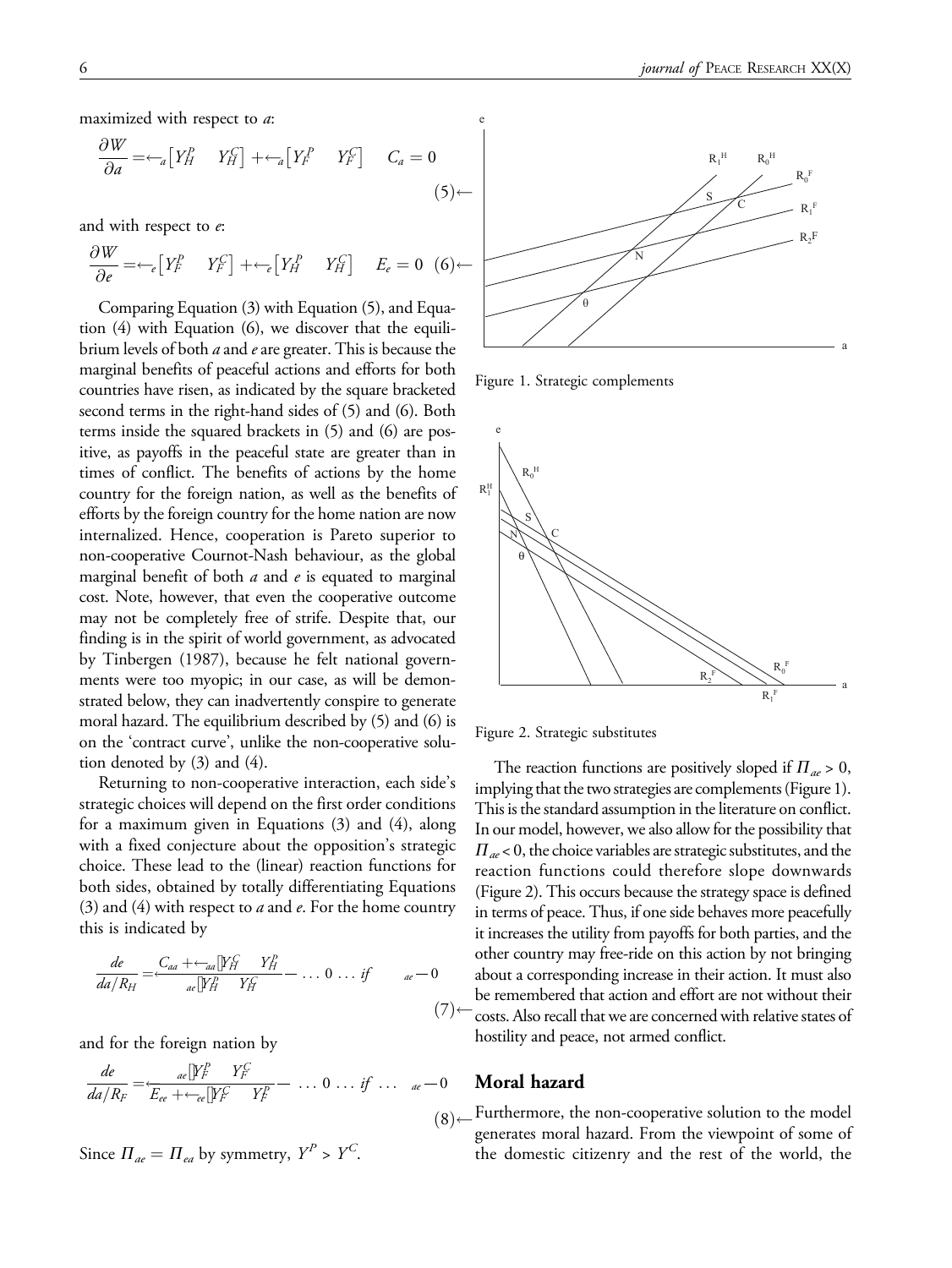maximized with respect to *a*:

$$\frac{\partial W}{\partial a} = \Pi_a\left[Y_H^P - Y_H^C\right] + \Pi_a\left[Y_F^P - Y_F^C\right] - C_a = 0 \quad (5)$$

and with respect to *e*:

$$\frac{\partial W}{\partial e} = \Pi_e\left[Y_F^P - Y_F^C\right] + \Pi_e\left[Y_H^P - Y_H^C\right] - E_e = 0 \quad (6)$$

Comparing Equation (3) with Equation (5), and Equation (4) with Equation (6), we discover that the equilibrium levels of both *a* and *e* are greater. This is because the marginal benefits of peaceful actions and efforts for both countries have risen, as indicated by the square bracketed second terms in the right-hand sides of (5) and (6). Both terms inside the squared brackets in (5) and (6) are positive, as payoffs in the peaceful state are greater than in times of conflict. The benefits of actions by the home country for the foreign nation, as well as the benefits of efforts by the foreign country for the home nation are now internalized. Hence, cooperation is Pareto superior to non-cooperative Cournot-Nash behaviour, as the global marginal benefit of both *a* and *e* is equated to marginal cost. Note, however, that even the cooperative outcome may not be completely free of strife. Despite that, our finding is in the spirit of world government, as advocated by Tinbergen (1987), because he felt national governments were too myopic; in our case, as will be demonstrated below, they can inadvertently conspire to generate moral hazard. The equilibrium described by (5) and (6) is on the 'contract curve', unlike the non-cooperative solution denoted by (3) and (4).

Returning to non-cooperative interaction, each side's strategic choices will depend on the first order conditions for a maximum given in Equations (3) and (4), along with a fixed conjecture about the opposition's strategic choice. These lead to the (linear) reaction functions for both sides, obtained by totally differentiating Equations (3) and (4) with respect to *a* and *e*. For the home country this is indicated by

$$\frac{de}{da}\Big/R_H = \frac{C_{aa} + \Pi_{aa}\left[Y_H^C - Y_H^P\right]}{\Pi_{ae}\left[Y_H^P - Y_H^C\right]} \gtrless 0 \;\ldots\; if \quad \Pi_{ae} \gtrless 0 \quad (7)$$

and for the foreign nation by

$$\frac{de}{da}\Big/R_F = \frac{\Pi_{ae}\left[Y_F^P - Y_F^C\right]}{E_{ee} + \Pi_{ee}\left[Y_F^C - Y_F^P\right]} \gtrless 0 \;\ldots\; if \;\ldots\; \Pi_{ae} \gtrless 0 \quad (8)$$

Since $\Pi_{ae} = \Pi_{ea}$ by symmetry, $Y^P > Y^C$.

Figure 1. Strategic complements

Figure 2. Strategic substitutes

The reaction functions are positively sloped if $\Pi_{ae} > 0$, implying that the two strategies are complements (Figure 1). This is the standard assumption in the literature on conflict. In our model, however, we also allow for the possibility that $\Pi_{ae} < 0$, the choice variables are strategic substitutes, and the reaction functions could therefore slope downwards (Figure 2). This occurs because the strategy space is defined in terms of peace. Thus, if one side behaves more peacefully it increases the utility from payoffs for both parties, and the other country may free-ride on this action by not bringing about a corresponding increase in their action. It must also be remembered that action and effort are not without their costs. Also recall that we are concerned with relative states of hostility and peace, not armed conflict.

## Moral hazard

Furthermore, the non-cooperative solution to the model generates moral hazard. From the viewpoint of some of the domestic citizenry and the rest of the world, the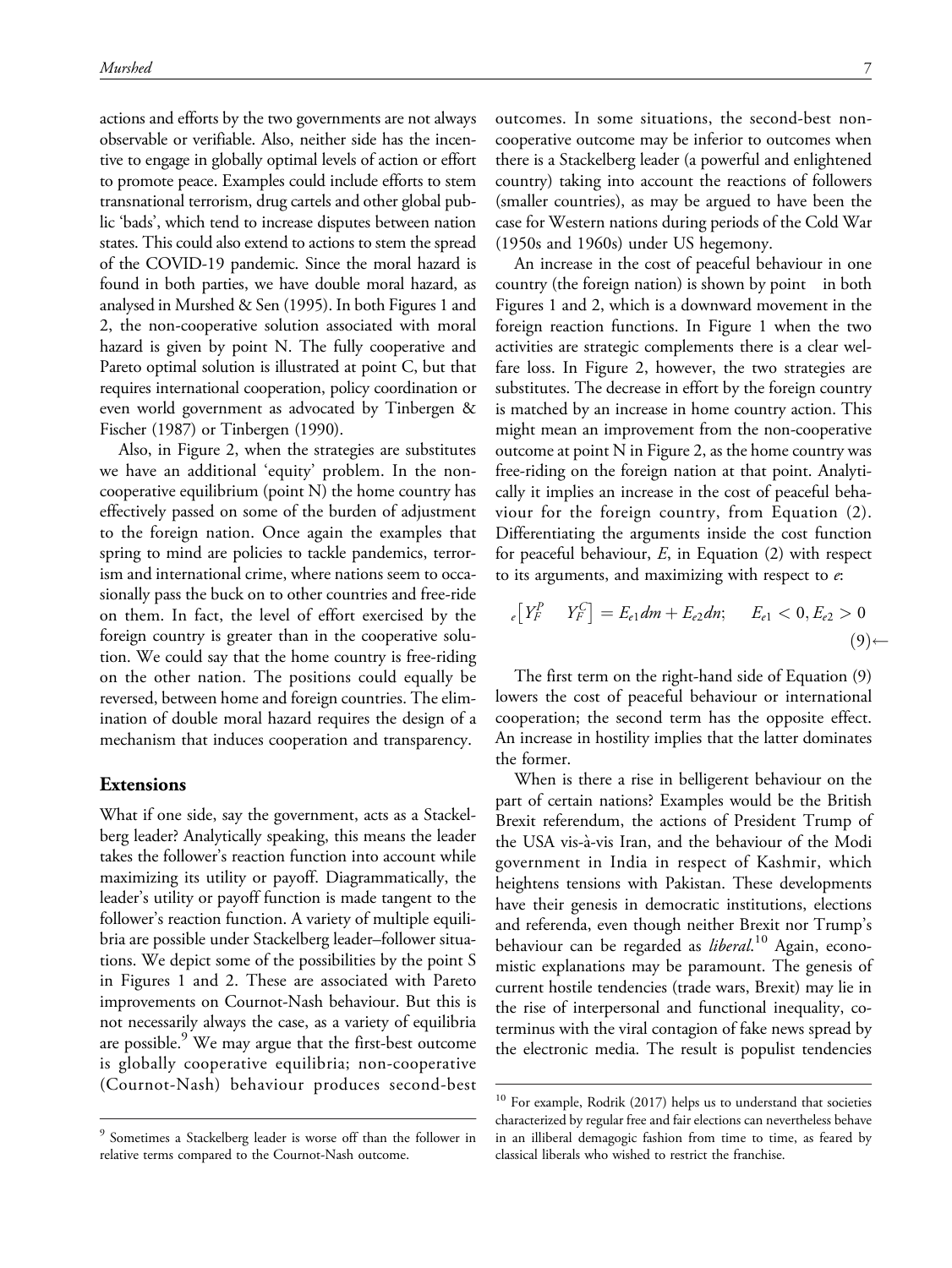actions and efforts by the two governments are not always observable or verifiable. Also, neither side has the incentive to engage in globally optimal levels of action or effort to promote peace. Examples could include efforts to stem transnational terrorism, drug cartels and other global public 'bads', which tend to increase disputes between nation states. This could also extend to actions to stem the spread of the COVID-19 pandemic. Since the moral hazard is found in both parties, we have double moral hazard, as analysed in Murshed & Sen (1995). In both Figures 1 and 2, the non-cooperative solution associated with moral hazard is given by point N. The fully cooperative and Pareto optimal solution is illustrated at point C, but that requires international cooperation, policy coordination or even world government as advocated by Tinbergen & Fischer (1987) or Tinbergen (1990).

Also, in Figure 2, when the strategies are substitutes we have an additional 'equity' problem. In the non-cooperative equilibrium (point N) the home country has effectively passed on some of the burden of adjustment to the foreign nation. Once again the examples that spring to mind are policies to tackle pandemics, terrorism and international crime, where nations seem to occasionally pass the buck on to other countries and free-ride on them. In fact, the level of effort exercised by the foreign country is greater than in the cooperative solution. We could say that the home country is free-riding on the other nation. The positions could equally be reversed, between home and foreign countries. The elimination of double moral hazard requires the design of a mechanism that induces cooperation and transparency.

## Extensions

What if one side, say the government, acts as a Stackelberg leader? Analytically speaking, this means the leader takes the follower's reaction function into account while maximizing its utility or payoff. Diagrammatically, the leader's utility or payoff function is made tangent to the follower's reaction function. A variety of multiple equilibria are possible under Stackelberg leader–follower situations. We depict some of the possibilities by the point S in Figures 1 and 2. These are associated with Pareto improvements on Cournot-Nash behaviour. But this is not necessarily always the case, as a variety of equilibria are possible.[9] We may argue that the first-best outcome is globally cooperative equilibria; non-cooperative (Cournot-Nash) behaviour produces second-best outcomes. In some situations, the second-best non-cooperative outcome may be inferior to outcomes when there is a Stackelberg leader (a powerful and enlightened country) taking into account the reactions of followers (smaller countries), as may be argued to have been the case for Western nations during periods of the Cold War (1950s and 1960s) under US hegemony.

An increase in the cost of peaceful behaviour in one country (the foreign nation) is shown by point in both Figures 1 and 2, which is a downward movement in the foreign reaction functions. In Figure 1 when the two activities are strategic complements there is a clear welfare loss. In Figure 2, however, the two strategies are substitutes. The decrease in effort by the foreign country is matched by an increase in home country action. This might mean an improvement from the non-cooperative outcome at point N in Figure 2, as the home country was free-riding on the foreign nation at that point. Analytically it implies an increase in the cost of peaceful behaviour for the foreign country, from Equation (2). Differentiating the arguments inside the cost function for peaceful behaviour, $E$, in Equation (2) with respect to its arguments, and maximizing with respect to $e$:

$$_{e}\left[Y_{F}^{P} \quad Y_{F}^{C}\right] = E_{e1}dm + E_{e2}dn; \quad E_{e1} < 0, E_{e2} > 0 \qquad (9)$$

The first term on the right-hand side of Equation (9) lowers the cost of peaceful behaviour or international cooperation; the second term has the opposite effect. An increase in hostility implies that the latter dominates the former.

When is there a rise in belligerent behaviour on the part of certain nations? Examples would be the British Brexit referendum, the actions of President Trump of the USA vis-à-vis Iran, and the behaviour of the Modi government in India in respect of Kashmir, which heightens tensions with Pakistan. These developments have their genesis in democratic institutions, elections and referenda, even though neither Brexit nor Trump's behaviour can be regarded as *liberal*.[10] Again, economistic explanations may be paramount. The genesis of current hostile tendencies (trade wars, Brexit) may lie in the rise of interpersonal and functional inequality, co-terminus with the viral contagion of fake news spread by the electronic media. The result is populist tendencies

[9] Sometimes a Stackelberg leader is worse off than the follower in relative terms compared to the Cournot-Nash outcome.

[10] For example, Rodrik (2017) helps us to understand that societies characterized by regular free and fair elections can nevertheless behave in an illiberal demagogic fashion from time to time, as feared by classical liberals who wished to restrict the franchise.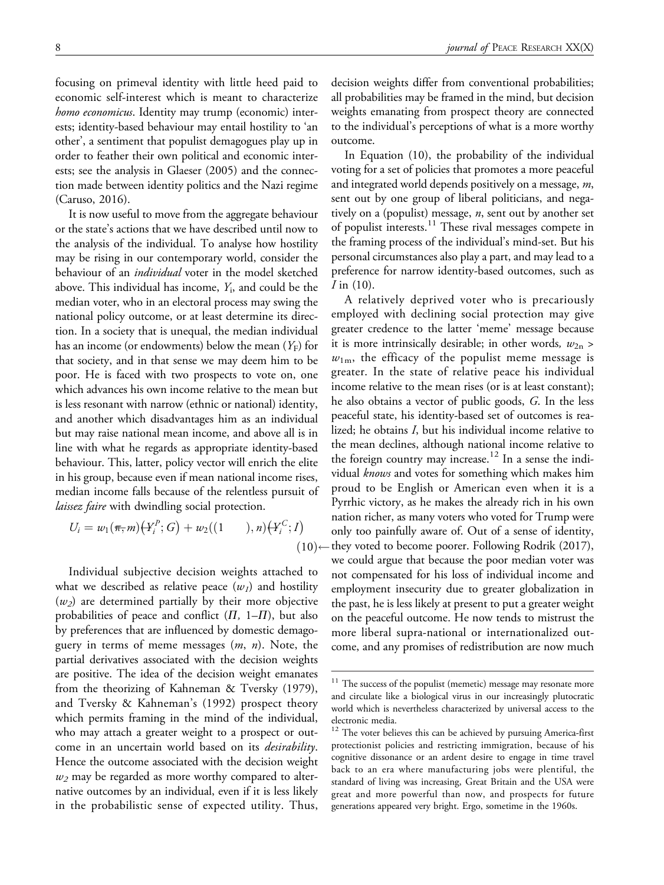focusing on primeval identity with little heed paid to economic self-interest which is meant to characterize *homo economicus*. Identity may trump (economic) interests; identity-based behaviour may entail hostility to 'an other', a sentiment that populist demagogues play up in order to feather their own political and economic interests; see the analysis in Glaeser (2005) and the connection made between identity politics and the Nazi regime (Caruso, 2016).

It is now useful to move from the aggregate behaviour or the state's actions that we have described until now to the analysis of the individual. To analyse how hostility may be rising in our contemporary world, consider the behaviour of an *individual* voter in the model sketched above. This individual has income, $Y_i$, and could be the median voter, who in an electoral process may swing the national policy outcome, or at least determine its direction. In a society that is unequal, the median individual has an income (or endowments) below the mean ($Y_F$) for that society, and in that sense we may deem him to be poor. He is faced with two prospects to vote on, one which advances his own income relative to the mean but is less resonant with narrow (ethnic or national) identity, and another which disadvantages him as an individual but may raise national mean income, and above all is in line with what he regards as appropriate identity-based behaviour. This, latter, policy vector will enrich the elite in his group, because even if mean national income rises, median income falls because of the relentless pursuit of *laissez faire* with dwindling social protection.

$$U_i = w_1(\pi, m)\left(Y_i^P; G\right) + w_2((1 \qquad), n)\left(Y_i^C; I\right) \tag{10}$$

Individual subjective decision weights attached to what we described as relative peace ($w_1$) and hostility ($w_2$) are determined partially by their more objective probabilities of peace and conflict ($\Pi$, 1–$\Pi$), but also by preferences that are influenced by domestic demagoguery in terms of meme messages ($m$, $n$). Note, the partial derivatives associated with the decision weights are positive. The idea of the decision weight emanates from the theorizing of Kahneman & Tversky (1979), and Tversky & Kahneman's (1992) prospect theory which permits framing in the mind of the individual, who may attach a greater weight to a prospect or outcome in an uncertain world based on its *desirability*. Hence the outcome associated with the decision weight $w_2$ may be regarded as more worthy compared to alternative outcomes by an individual, even if it is less likely in the probabilistic sense of expected utility. Thus, decision weights differ from conventional probabilities; all probabilities may be framed in the mind, but decision weights emanating from prospect theory are connected to the individual's perceptions of what is a more worthy outcome.

In Equation (10), the probability of the individual voting for a set of policies that promotes a more peaceful and integrated world depends positively on a message, $m$, sent out by one group of liberal politicians, and negatively on a (populist) message, $n$, sent out by another set of populist interests.[11] These rival messages compete in the framing process of the individual's mind-set. But his personal circumstances also play a part, and may lead to a preference for narrow identity-based outcomes, such as $I$ in (10).

A relatively deprived voter who is precariously employed with declining social protection may give greater credence to the latter 'meme' message because it is more intrinsically desirable; in other words, $w_{2n} > w_{1m}$, the efficacy of the populist meme message is greater. In the state of relative peace his individual income relative to the mean rises (or is at least constant); he also obtains a vector of public goods, $G$. In the less peaceful state, his identity-based set of outcomes is realized; he obtains $I$, but his individual income relative to the mean declines, although national income relative to the foreign country may increase.[12] In a sense the individual *knows* and votes for something which makes him proud to be English or American even when it is a Pyrrhic victory, as he makes the already rich in his own nation richer, as many voters who voted for Trump were only too painfully aware of. Out of a sense of identity, they voted to become poorer. Following Rodrik (2017), we could argue that because the poor median voter was not compensated for his loss of individual income and employment insecurity due to greater globalization in the past, he is less likely at present to put a greater weight on the peaceful outcome. He now tends to mistrust the more liberal supra-national or internationalized outcome, and any promises of redistribution are now much

---

[11] The success of the populist (memetic) message may resonate more and circulate like a biological virus in our increasingly plutocratic world which is nevertheless characterized by universal access to the electronic media.

[12] The voter believes this can be achieved by pursuing America-first protectionist policies and restricting immigration, because of his cognitive dissonance or an ardent desire to engage in time travel back to an era where manufacturing jobs were plentiful, the standard of living was increasing, Great Britain and the USA were great and more powerful than now, and prospects for future generations appeared very bright. Ergo, sometime in the 1960s.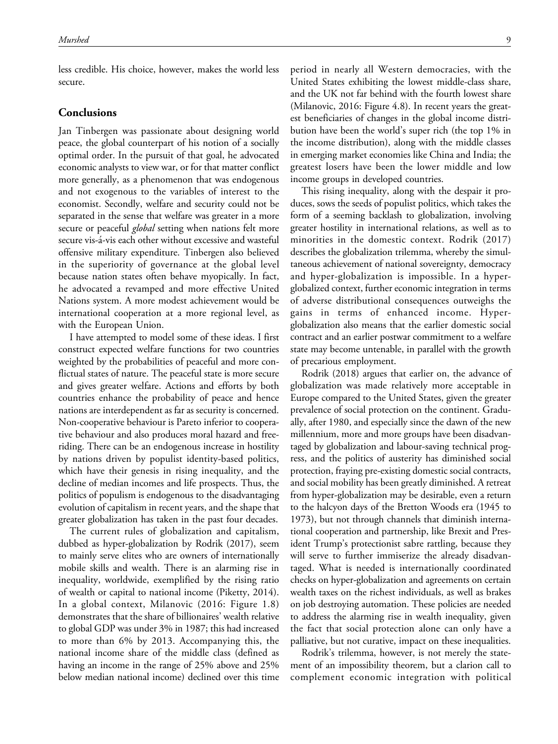less credible. His choice, however, makes the world less secure.

## Conclusions

Jan Tinbergen was passionate about designing world peace, the global counterpart of his notion of a socially optimal order. In the pursuit of that goal, he advocated economic analysts to view war, or for that matter conflict more generally, as a phenomenon that was endogenous and not exogenous to the variables of interest to the economist. Secondly, welfare and security could not be separated in the sense that welfare was greater in a more secure or peaceful *global* setting when nations felt more secure vis-á-vis each other without excessive and wasteful offensive military expenditure. Tinbergen also believed in the superiority of governance at the global level because nation states often behave myopically. In fact, he advocated a revamped and more effective United Nations system. A more modest achievement would be international cooperation at a more regional level, as with the European Union.

I have attempted to model some of these ideas. I first construct expected welfare functions for two countries weighted by the probabilities of peaceful and more conflictual states of nature. The peaceful state is more secure and gives greater welfare. Actions and efforts by both countries enhance the probability of peace and hence nations are interdependent as far as security is concerned. Non-cooperative behaviour is Pareto inferior to cooperative behaviour and also produces moral hazard and free-riding. There can be an endogenous increase in hostility by nations driven by populist identity-based politics, which have their genesis in rising inequality, and the decline of median incomes and life prospects. Thus, the politics of populism is endogenous to the disadvantaging evolution of capitalism in recent years, and the shape that greater globalization has taken in the past four decades.

The current rules of globalization and capitalism, dubbed as hyper-globalization by Rodrik (2017), seem to mainly serve elites who are owners of internationally mobile skills and wealth. There is an alarming rise in inequality, worldwide, exemplified by the rising ratio of wealth or capital to national income (Piketty, 2014). In a global context, Milanovic (2016: Figure 1.8) demonstrates that the share of billionaires' wealth relative to global GDP was under 3% in 1987; this had increased to more than 6% by 2013. Accompanying this, the national income share of the middle class (defined as having an income in the range of 25% above and 25% below median national income) declined over this time period in nearly all Western democracies, with the United States exhibiting the lowest middle-class share, and the UK not far behind with the fourth lowest share (Milanovic, 2016: Figure 4.8). In recent years the greatest beneficiaries of changes in the global income distribution have been the world's super rich (the top 1% in the income distribution), along with the middle classes in emerging market economies like China and India; the greatest losers have been the lower middle and low income groups in developed countries.

This rising inequality, along with the despair it produces, sows the seeds of populist politics, which takes the form of a seeming backlash to globalization, involving greater hostility in international relations, as well as to minorities in the domestic context. Rodrik (2017) describes the globalization trilemma, whereby the simultaneous achievement of national sovereignty, democracy and hyper-globalization is impossible. In a hyper-globalized context, further economic integration in terms of adverse distributional consequences outweighs the gains in terms of enhanced income. Hyper-globalization also means that the earlier domestic social contract and an earlier postwar commitment to a welfare state may become untenable, in parallel with the growth of precarious employment.

Rodrik (2018) argues that earlier on, the advance of globalization was made relatively more acceptable in Europe compared to the United States, given the greater prevalence of social protection on the continent. Gradually, after 1980, and especially since the dawn of the new millennium, more and more groups have been disadvantaged by globalization and labour-saving technical progress, and the politics of austerity has diminished social protection, fraying pre-existing domestic social contracts, and social mobility has been greatly diminished. A retreat from hyper-globalization may be desirable, even a return to the halcyon days of the Bretton Woods era (1945 to 1973), but not through channels that diminish international cooperation and partnership, like Brexit and President Trump's protectionist sabre rattling, because they will serve to further immiserize the already disadvantaged. What is needed is internationally coordinated checks on hyper-globalization and agreements on certain wealth taxes on the richest individuals, as well as brakes on job destroying automation. These policies are needed to address the alarming rise in wealth inequality, given the fact that social protection alone can only have a palliative, but not curative, impact on these inequalities.

Rodrik's trilemma, however, is not merely the statement of an impossibility theorem, but a clarion call to complement economic integration with political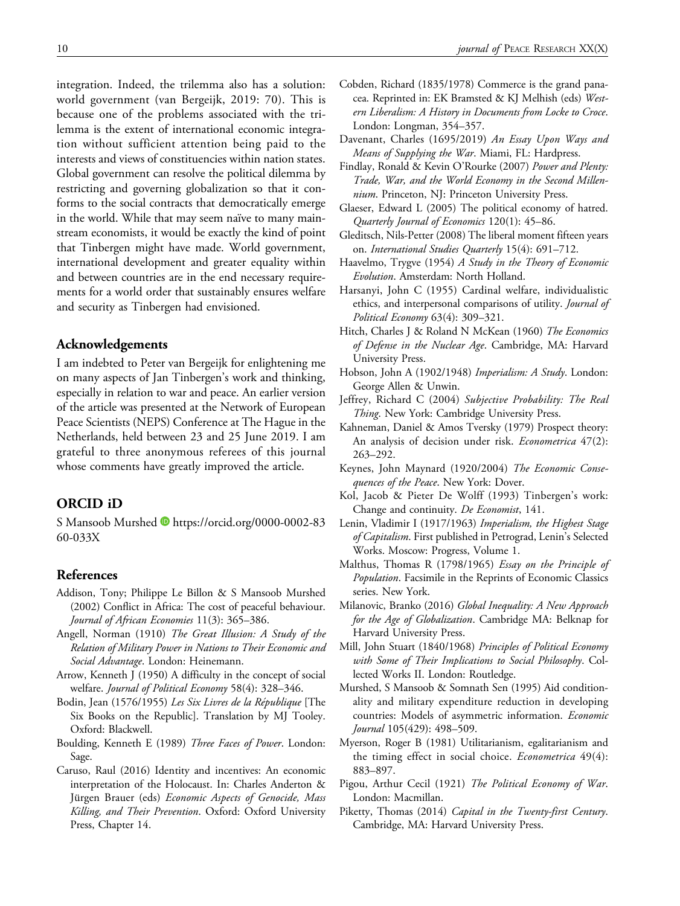integration. Indeed, the trilemma also has a solution: world government (van Bergeijk, 2019: 70). This is because one of the problems associated with the trilemma is the extent of international economic integration without sufficient attention being paid to the interests and views of constituencies within nation states. Global government can resolve the political dilemma by restricting and governing globalization so that it conforms to the social contracts that democratically emerge in the world. While that may seem naïve to many mainstream economists, it would be exactly the kind of point that Tinbergen might have made. World government, international development and greater equality within and between countries are in the end necessary requirements for a world order that sustainably ensures welfare and security as Tinbergen had envisioned.

## Acknowledgements

I am indebted to Peter van Bergeijk for enlightening me on many aspects of Jan Tinbergen's work and thinking, especially in relation to war and peace. An earlier version of the article was presented at the Network of European Peace Scientists (NEPS) Conference at The Hague in the Netherlands, held between 23 and 25 June 2019. I am grateful to three anonymous referees of this journal whose comments have greatly improved the article.

## ORCID iD

S Mansoob Murshed https://orcid.org/0000-0002-8360-033X

## References

Addison, Tony; Philippe Le Billon & S Mansoob Murshed (2002) Conflict in Africa: The cost of peaceful behaviour. *Journal of African Economies* 11(3): 365–386.

Angell, Norman (1910) *The Great Illusion: A Study of the Relation of Military Power in Nations to Their Economic and Social Advantage*. London: Heinemann.

Arrow, Kenneth J (1950) A difficulty in the concept of social welfare. *Journal of Political Economy* 58(4): 328–346.

Bodin, Jean (1576/1955) *Les Six Livres de la République* [The Six Books on the Republic]. Translation by MJ Tooley. Oxford: Blackwell.

Boulding, Kenneth E (1989) *Three Faces of Power*. London: Sage.

Caruso, Raul (2016) Identity and incentives: An economic interpretation of the Holocaust. In: Charles Anderton & Jürgen Brauer (eds) *Economic Aspects of Genocide, Mass Killing, and Their Prevention*. Oxford: Oxford University Press, Chapter 14.

Cobden, Richard (1835/1978) Commerce is the grand panacea. Reprinted in: EK Bramsted & KJ Melhish (eds) *Western Liberalism: A History in Documents from Locke to Croce*. London: Longman, 354–357.

Davenant, Charles (1695/2019) *An Essay Upon Ways and Means of Supplying the War*. Miami, FL: Hardpress.

Findlay, Ronald & Kevin O'Rourke (2007) *Power and Plenty: Trade, War, and the World Economy in the Second Millennium*. Princeton, NJ: Princeton University Press.

Glaeser, Edward L (2005) The political economy of hatred. *Quarterly Journal of Economics* 120(1): 45–86.

Gleditsch, Nils-Petter (2008) The liberal moment fifteen years on. *International Studies Quarterly* 15(4): 691–712.

Haavelmo, Trygve (1954) *A Study in the Theory of Economic Evolution*. Amsterdam: North Holland.

Harsanyi, John C (1955) Cardinal welfare, individualistic ethics, and interpersonal comparisons of utility. *Journal of Political Economy* 63(4): 309–321.

Hitch, Charles J & Roland N McKean (1960) *The Economics of Defense in the Nuclear Age*. Cambridge, MA: Harvard University Press.

Hobson, John A (1902/1948) *Imperialism: A Study*. London: George Allen & Unwin.

Jeffrey, Richard C (2004) *Subjective Probability: The Real Thing*. New York: Cambridge University Press.

Kahneman, Daniel & Amos Tversky (1979) Prospect theory: An analysis of decision under risk. *Econometrica* 47(2): 263–292.

Keynes, John Maynard (1920/2004) *The Economic Consequences of the Peace*. New York: Dover.

Kol, Jacob & Pieter De Wolff (1993) Tinbergen's work: Change and continuity. *De Economist*, 141.

Lenin, Vladimir I (1917/1963) *Imperialism, the Highest Stage of Capitalism*. First published in Petrograd, Lenin's Selected Works. Moscow: Progress, Volume 1.

Malthus, Thomas R (1798/1965) *Essay on the Principle of Population*. Facsimile in the Reprints of Economic Classics series. New York.

Milanovic, Branko (2016) *Global Inequality: A New Approach for the Age of Globalization*. Cambridge MA: Belknap for Harvard University Press.

Mill, John Stuart (1840/1968) *Principles of Political Economy with Some of Their Implications to Social Philosophy*. Collected Works II. London: Routledge.

Murshed, S Mansoob & Somnath Sen (1995) Aid conditionality and military expenditure reduction in developing countries: Models of asymmetric information. *Economic Journal* 105(429): 498–509.

Myerson, Roger B (1981) Utilitarianism, egalitarianism and the timing effect in social choice. *Econometrica* 49(4): 883–897.

Pigou, Arthur Cecil (1921) *The Political Economy of War*. London: Macmillan.

Piketty, Thomas (2014) *Capital in the Twenty-first Century*. Cambridge, MA: Harvard University Press.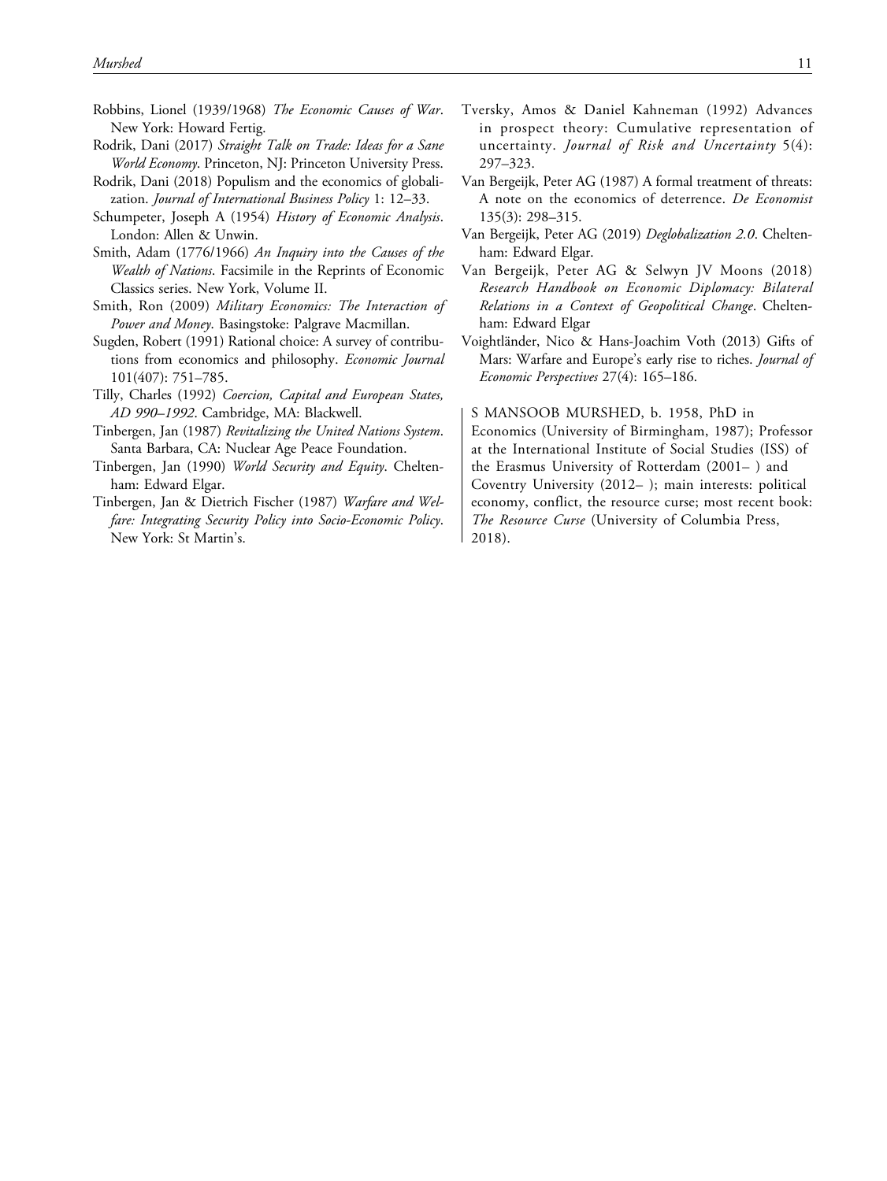Robbins, Lionel (1939/1968) *The Economic Causes of War*. New York: Howard Fertig.

Rodrik, Dani (2017) *Straight Talk on Trade: Ideas for a Sane World Economy*. Princeton, NJ: Princeton University Press.

Rodrik, Dani (2018) Populism and the economics of globalization. *Journal of International Business Policy* 1: 12–33.

Schumpeter, Joseph A (1954) *History of Economic Analysis*. London: Allen & Unwin.

Smith, Adam (1776/1966) *An Inquiry into the Causes of the Wealth of Nations*. Facsimile in the Reprints of Economic Classics series. New York, Volume II.

Smith, Ron (2009) *Military Economics: The Interaction of Power and Money*. Basingstoke: Palgrave Macmillan.

Sugden, Robert (1991) Rational choice: A survey of contributions from economics and philosophy. *Economic Journal* 101(407): 751–785.

Tilly, Charles (1992) *Coercion, Capital and European States, AD 990–1992*. Cambridge, MA: Blackwell.

Tinbergen, Jan (1987) *Revitalizing the United Nations System*. Santa Barbara, CA: Nuclear Age Peace Foundation.

Tinbergen, Jan (1990) *World Security and Equity*. Cheltenham: Edward Elgar.

Tinbergen, Jan & Dietrich Fischer (1987) *Warfare and Welfare: Integrating Security Policy into Socio-Economic Policy*. New York: St Martin's.

Tversky, Amos & Daniel Kahneman (1992) Advances in prospect theory: Cumulative representation of uncertainty. *Journal of Risk and Uncertainty* 5(4): 297–323.

Van Bergeijk, Peter AG (1987) A formal treatment of threats: A note on the economics of deterrence. *De Economist* 135(3): 298–315.

Van Bergeijk, Peter AG (2019) *Deglobalization 2.0*. Cheltenham: Edward Elgar.

Van Bergeijk, Peter AG & Selwyn JV Moons (2018) *Research Handbook on Economic Diplomacy: Bilateral Relations in a Context of Geopolitical Change*. Cheltenham: Edward Elgar

Voightländer, Nico & Hans-Joachim Voth (2013) Gifts of Mars: Warfare and Europe's early rise to riches. *Journal of Economic Perspectives* 27(4): 165–186.

S MANSOOB MURSHED, b. 1958, PhD in Economics (University of Birmingham, 1987); Professor at the International Institute of Social Studies (ISS) of the Erasmus University of Rotterdam (2001– ) and Coventry University (2012– ); main interests: political economy, conflict, the resource curse; most recent book: *The Resource Curse* (University of Columbia Press, 2018).